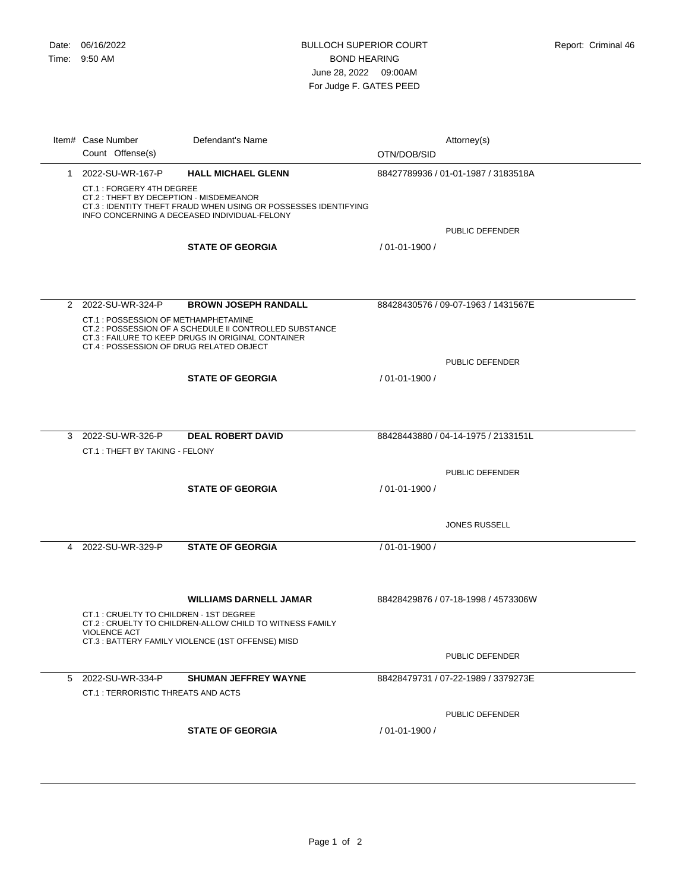Date: 06/16/2022
Time: 9:50 AM

# BULLOCH SUPERIOR COURT
## BOND HEARING
June 28, 2022 09:00AM
For Judge F. GATES PEED

Report: Criminal 46

| Item# | Case Number / Count Offense(s) | Defendant's Name | Attorney(s) / OTN/DOB/SID |
|---|---|---|---|
| 1 | 2022-SU-WR-167-P | **HALL MICHAEL GLENN** | 88427789936 / 01-01-1987 / 3183518A |
| | CT.1 : FORGERY 4TH DEGREE<br>CT.2 : THEFT BY DECEPTION - MISDEMEANOR<br>CT.3 : IDENTITY THEFT FRAUD WHEN USING OR POSSESSES IDENTIFYING INFO CONCERNING A DECEASED INDIVIDUAL-FELONY | | PUBLIC DEFENDER |
| | | **STATE OF GEORGIA** | / 01-01-1900 / |
| 2 | 2022-SU-WR-324-P | **BROWN JOSEPH RANDALL** | 88428430576 / 09-07-1963 / 1431567E |
| | CT.1 : POSSESSION OF METHAMPHETAMINE<br>CT.2 : POSSESSION OF A SCHEDULE II CONTROLLED SUBSTANCE<br>CT.3 : FAILURE TO KEEP DRUGS IN ORIGINAL CONTAINER<br>CT.4 : POSSESSION OF DRUG RELATED OBJECT | | PUBLIC DEFENDER |
| | | **STATE OF GEORGIA** | / 01-01-1900 / |
| 3 | 2022-SU-WR-326-P | **DEAL ROBERT DAVID** | 88428443880 / 04-14-1975 / 2133151L |
| | CT.1 : THEFT BY TAKING - FELONY | | PUBLIC DEFENDER |
| | | **STATE OF GEORGIA** | / 01-01-1900 / |
| | | | JONES RUSSELL |
| 4 | 2022-SU-WR-329-P | **STATE OF GEORGIA** | / 01-01-1900 / |
| | | **WILLIAMS DARNELL JAMAR** | 88428429876 / 07-18-1998 / 4573306W |
| | CT.1 : CRUELTY TO CHILDREN - 1ST DEGREE<br>CT.2 : CRUELTY TO CHILDREN-ALLOW CHILD TO WITNESS FAMILY VIOLENCE ACT<br>CT.3 : BATTERY FAMILY VIOLENCE (1ST OFFENSE) MISD | | PUBLIC DEFENDER |
| 5 | 2022-SU-WR-334-P | **SHUMAN JEFFREY WAYNE** | 88428479731 / 07-22-1989 / 3379273E |
| | CT.1 : TERRORISTIC THREATS AND ACTS | | PUBLIC DEFENDER |
| | | **STATE OF GEORGIA** | / 01-01-1900 / |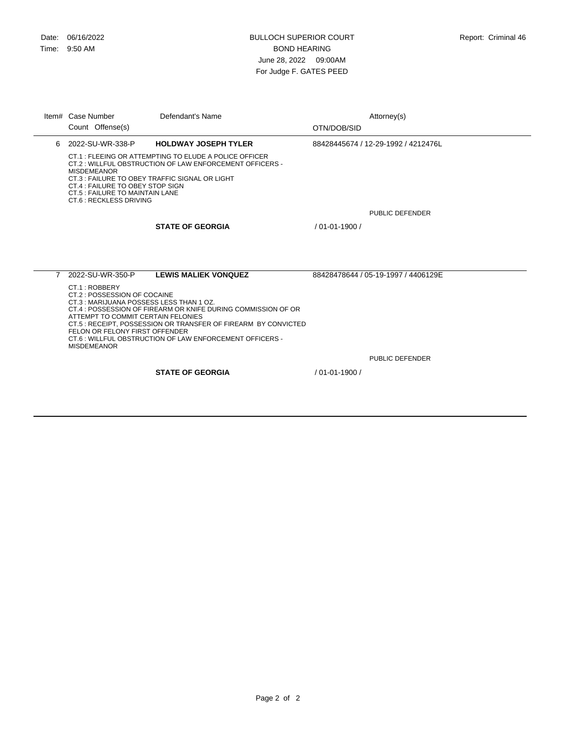Date: 06/16/2022
Time: 9:50 AM

# BULLOCH SUPERIOR COURT

## BOND HEARING

June 28, 2022 09:00AM

For Judge F. GATES PEED

Report: Criminal 46

| Item# | Case Number / Count Offense(s) | Defendant's Name | Attorney(s) / OTN/DOB/SID |
|---|---|---|---|
| 6 | 2022-SU-WR-338-P | **HOLDWAY JOSEPH TYLER** | 88428445674 / 12-29-1992 / 4212476L |
| | CT.1 : FLEEING OR ATTEMPTING TO ELUDE A POLICE OFFICER<br>CT.2 : WILLFUL OBSTRUCTION OF LAW ENFORCEMENT OFFICERS - MISDEMEANOR<br>CT.3 : FAILURE TO OBEY TRAFFIC SIGNAL OR LIGHT<br>CT.4 : FAILURE TO OBEY STOP SIGN<br>CT.5 : FAILURE TO MAINTAIN LANE<br>CT.6 : RECKLESS DRIVING | | PUBLIC DEFENDER |
| | | **STATE OF GEORGIA** | / 01-01-1900 / |
| 7 | 2022-SU-WR-350-P | **LEWIS MALIEK VONQUEZ** | 88428478644 / 05-19-1997 / 4406129E |
| | CT.1 : ROBBERY<br>CT.2 : POSSESSION OF COCAINE<br>CT.3 : MARIJUANA POSSESS LESS THAN 1 OZ.<br>CT.4 : POSSESSION OF FIREARM OR KNIFE DURING COMMISSION OF OR ATTEMPT TO COMMIT CERTAIN FELONIES<br>CT.5 : RECEIPT, POSSESSION OR TRANSFER OF FIREARM BY CONVICTED FELON OR FELONY FIRST OFFENDER<br>CT.6 : WILLFUL OBSTRUCTION OF LAW ENFORCEMENT OFFICERS - MISDEMEANOR | | PUBLIC DEFENDER |
| | | **STATE OF GEORGIA** | / 01-01-1900 / |